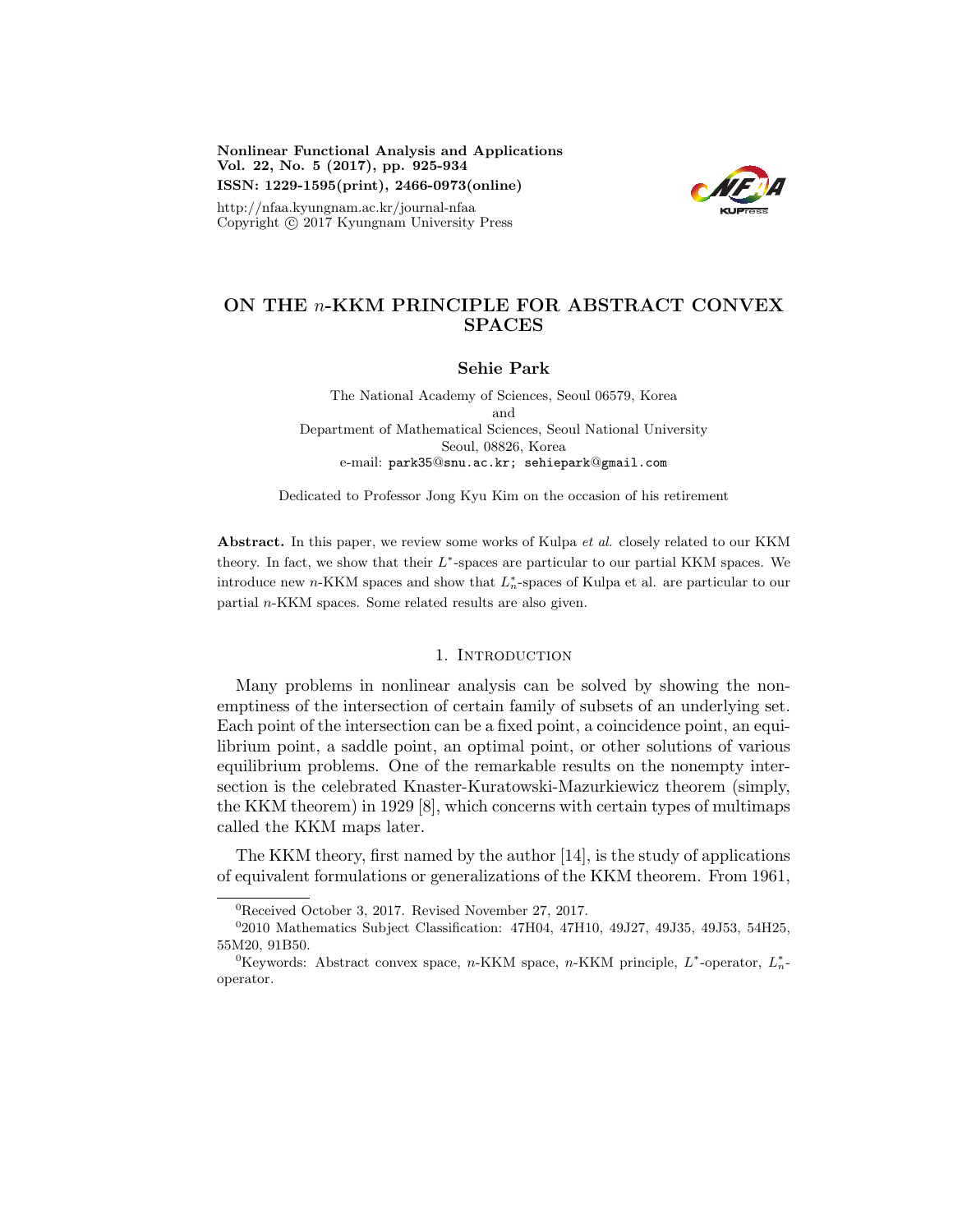Nonlinear Functional Analysis and Applications
Vol. 22, No. 5 (2017), pp. 925-934
ISSN: 1229-1595(print), 2466-0973(online)

http://nfaa.kyungnam.ac.kr/journal-nfaa
Copyright © 2017 Kyungnam University Press

# ON THE $n$-KKM PRINCIPLE FOR ABSTRACT CONVEX SPACES

**Sehie Park**

The National Academy of Sciences, Seoul 06579, Korea
and
Department of Mathematical Sciences, Seoul National University
Seoul, 08826, Korea
e-mail: park35@snu.ac.kr; sehiepark@gmail.com

Dedicated to Professor Jong Kyu Kim on the occasion of his retirement

**Abstract.** In this paper, we review some works of Kulpa *et al.* closely related to our KKM theory. In fact, we show that their $L^*$-spaces are particular to our partial KKM spaces. We introduce new $n$-KKM spaces and show that $L^*_n$-spaces of Kulpa et al. are particular to our partial $n$-KKM spaces. Some related results are also given.

## 1. Introduction

Many problems in nonlinear analysis can be solved by showing the nonemptiness of the intersection of certain family of subsets of an underlying set. Each point of the intersection can be a fixed point, a coincidence point, an equilibrium point, a saddle point, an optimal point, or other solutions of various equilibrium problems. One of the remarkable results on the nonempty intersection is the celebrated Knaster-Kuratowski-Mazurkiewicz theorem (simply, the KKM theorem) in 1929 [8], which concerns with certain types of multimaps called the KKM maps later.

The KKM theory, first named by the author [14], is the study of applications of equivalent formulations or generalizations of the KKM theorem. From 1961,

---

[0]Received October 3, 2017. Revised November 27, 2017.

[0]2010 Mathematics Subject Classification: 47H04, 47H10, 49J27, 49J35, 49J53, 54H25, 55M20, 91B50.

[0]Keywords: Abstract convex space, $n$-KKM space, $n$-KKM principle, $L^*$-operator, $L^*_n$-operator.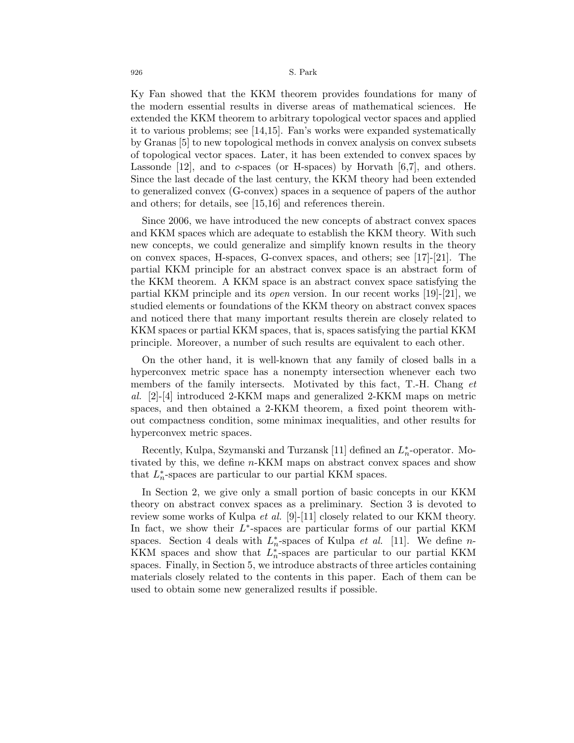Ky Fan showed that the KKM theorem provides foundations for many of the modern essential results in diverse areas of mathematical sciences. He extended the KKM theorem to arbitrary topological vector spaces and applied it to various problems; see [14,15]. Fan's works were expanded systematically by Granas [5] to new topological methods in convex analysis on convex subsets of topological vector spaces. Later, it has been extended to convex spaces by Lassonde [12], and to $c$-spaces (or H-spaces) by Horvath [6,7], and others. Since the last decade of the last century, the KKM theory had been extended to generalized convex (G-convex) spaces in a sequence of papers of the author and others; for details, see [15,16] and references therein.

Since 2006, we have introduced the new concepts of abstract convex spaces and KKM spaces which are adequate to establish the KKM theory. With such new concepts, we could generalize and simplify known results in the theory on convex spaces, H-spaces, G-convex spaces, and others; see [17]-[21]. The partial KKM principle for an abstract convex space is an abstract form of the KKM theorem. A KKM space is an abstract convex space satisfying the partial KKM principle and its *open* version. In our recent works [19]-[21], we studied elements or foundations of the KKM theory on abstract convex spaces and noticed there that many important results therein are closely related to KKM spaces or partial KKM spaces, that is, spaces satisfying the partial KKM principle. Moreover, a number of such results are equivalent to each other.

On the other hand, it is well-known that any family of closed balls in a hyperconvex metric space has a nonempty intersection whenever each two members of the family intersects. Motivated by this fact, T.-H. Chang *et al.* [2]-[4] introduced 2-KKM maps and generalized 2-KKM maps on metric spaces, and then obtained a 2-KKM theorem, a fixed point theorem without compactness condition, some minimax inequalities, and other results for hyperconvex metric spaces.

Recently, Kulpa, Szymanski and Turzansk [11] defined an $L^*_n$-operator. Motivated by this, we define $n$-KKM maps on abstract convex spaces and show that $L^*_n$-spaces are particular to our partial KKM spaces.

In Section 2, we give only a small portion of basic concepts in our KKM theory on abstract convex spaces as a preliminary. Section 3 is devoted to review some works of Kulpa *et al.* [9]-[11] closely related to our KKM theory. In fact, we show their $L^*$-spaces are particular forms of our partial KKM spaces. Section 4 deals with $L^*_n$-spaces of Kulpa *et al.* [11]. We define $n$-KKM spaces and show that $L^*_n$-spaces are particular to our partial KKM spaces. Finally, in Section 5, we introduce abstracts of three articles containing materials closely related to the contents in this paper. Each of them can be used to obtain some new generalized results if possible.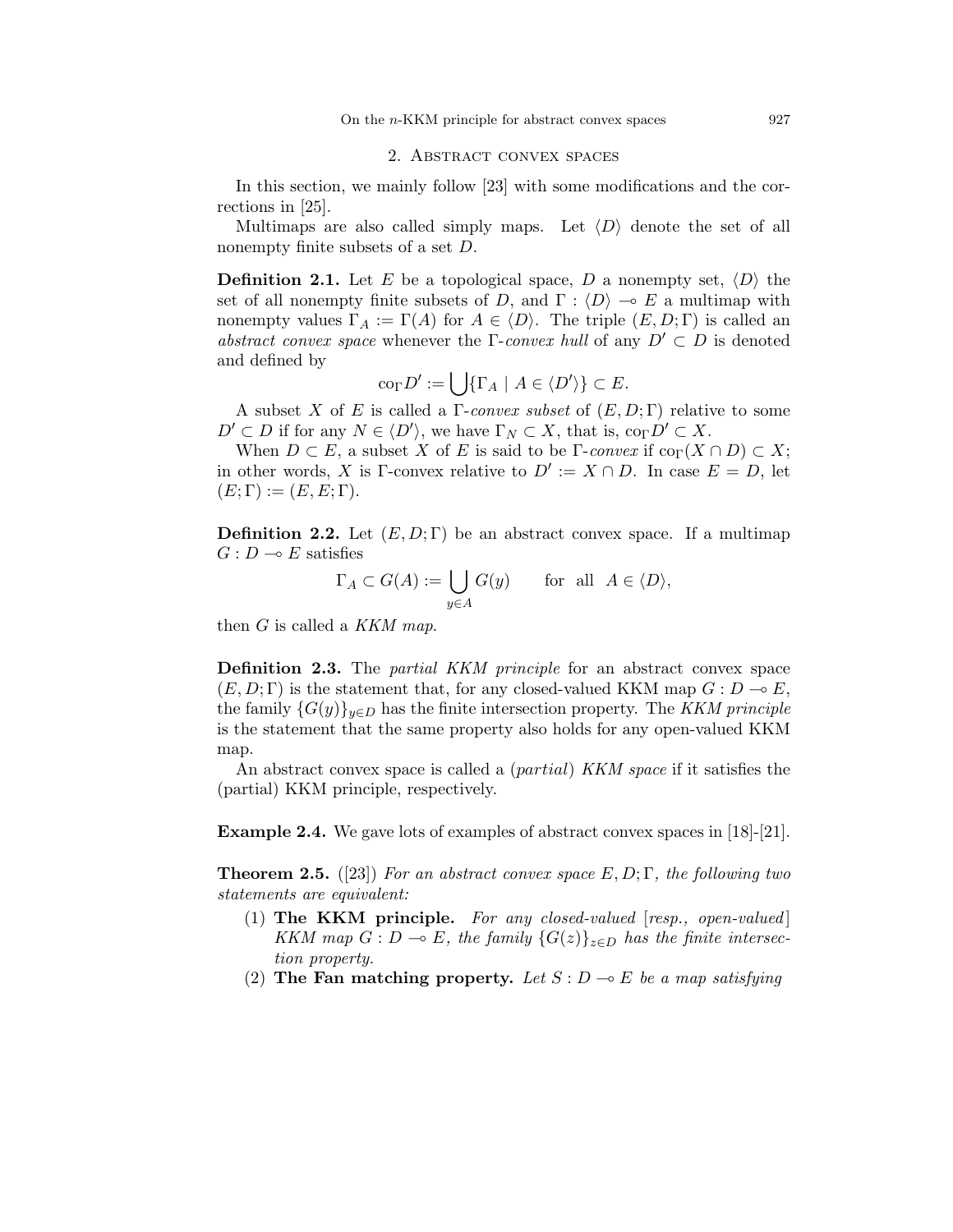## 2. Abstract convex spaces

In this section, we mainly follow [23] with some modifications and the corrections in [25].

Multimaps are also called simply maps. Let $\langle D \rangle$ denote the set of all nonempty finite subsets of a set $D$.

**Definition 2.1.** Let $E$ be a topological space, $D$ a nonempty set, $\langle D \rangle$ the set of all nonempty finite subsets of $D$, and $\Gamma : \langle D \rangle \multimap E$ a multimap with nonempty values $\Gamma_A := \Gamma(A)$ for $A \in \langle D \rangle$. The triple $(E, D; \Gamma)$ is called an *abstract convex space* whenever the $\Gamma$-*convex hull* of any $D' \subset D$ is denoted and defined by

$$\mathrm{co}_\Gamma D' := \bigcup \{\Gamma_A \mid A \in \langle D' \rangle\} \subset E.$$

A subset $X$ of $E$ is called a $\Gamma$-*convex subset* of $(E, D; \Gamma)$ relative to some $D' \subset D$ if for any $N \in \langle D' \rangle$, we have $\Gamma_N \subset X$, that is, $\mathrm{co}_\Gamma D' \subset X$.

When $D \subset E$, a subset $X$ of $E$ is said to be $\Gamma$-*convex* if $\mathrm{co}_\Gamma(X \cap D) \subset X$; in other words, $X$ is $\Gamma$-convex relative to $D' := X \cap D$. In case $E = D$, let $(E; \Gamma) := (E, E; \Gamma)$.

**Definition 2.2.** Let $(E, D; \Gamma)$ be an abstract convex space. If a multimap $G : D \multimap E$ satisfies

$$\Gamma_A \subset G(A) := \bigcup_{y \in A} G(y) \qquad \text{for all} \quad A \in \langle D \rangle,$$

then $G$ is called a *KKM map*.

**Definition 2.3.** The *partial KKM principle* for an abstract convex space $(E, D; \Gamma)$ is the statement that, for any closed-valued KKM map $G : D \multimap E$, the family $\{G(y)\}_{y \in D}$ has the finite intersection property. The *KKM principle* is the statement that the same property also holds for any open-valued KKM map.

An abstract convex space is called a (*partial*) *KKM space* if it satisfies the (partial) KKM principle, respectively.

**Example 2.4.** We gave lots of examples of abstract convex spaces in [18]-[21].

**Theorem 2.5.** ([23]) *For an abstract convex space $E, D; \Gamma$, the following two statements are equivalent:*

1. **The KKM principle.** *For any closed-valued* [*resp., open-valued*] *KKM map $G : D \multimap E$, the family $\{G(z)\}_{z \in D}$ has the finite intersection property.*
2. **The Fan matching property.** *Let $S : D \multimap E$ be a map satisfying*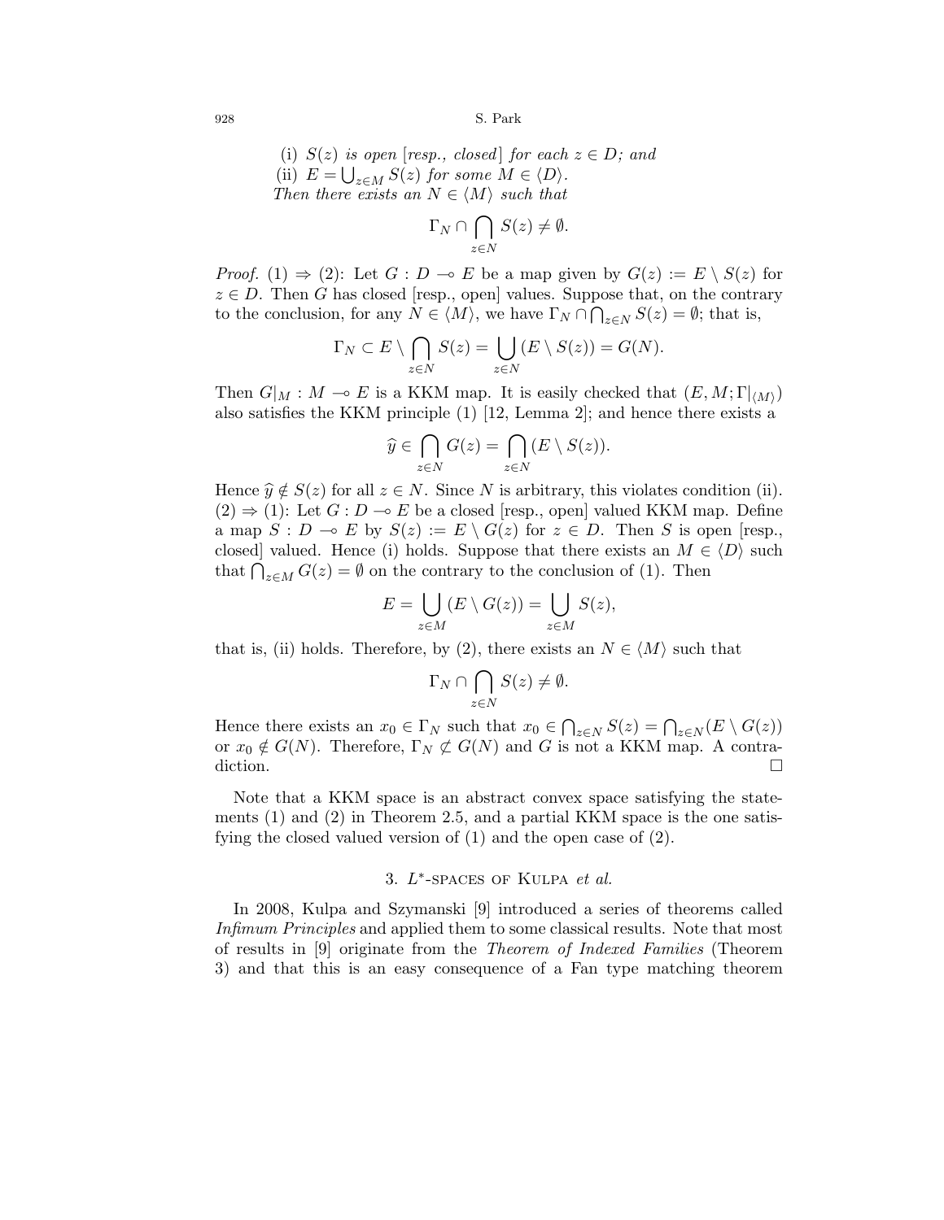(i) $S(z)$ *is open* [*resp., closed*] *for each* $z \in D$*; and*

(ii) $E = \bigcup_{z \in M} S(z)$ *for some* $M \in \langle D \rangle$.

*Then there exists an* $N \in \langle M \rangle$ *such that*

$$\Gamma_N \cap \bigcap_{z \in N} S(z) \neq \emptyset.$$

*Proof.* (1) $\Rightarrow$ (2): Let $G : D \multimap E$ be a map given by $G(z) := E \setminus S(z)$ for $z \in D$. Then $G$ has closed [resp., open] values. Suppose that, on the contrary to the conclusion, for any $N \in \langle M \rangle$, we have $\Gamma_N \cap \bigcap_{z \in N} S(z) = \emptyset$; that is,

$$\Gamma_N \subset E \setminus \bigcap_{z \in N} S(z) = \bigcup_{z \in N} (E \setminus S(z)) = G(N).$$

Then $G|_M : M \multimap E$ is a KKM map. It is easily checked that $(E, M; \Gamma|_{\langle M \rangle})$ also satisfies the KKM principle (1) [12, Lemma 2]; and hence there exists a

$$\widehat{y} \in \bigcap_{z \in N} G(z) = \bigcap_{z \in N} (E \setminus S(z)).$$

Hence $\widehat{y} \notin S(z)$ for all $z \in N$. Since $N$ is arbitrary, this violates condition (ii).

(2) $\Rightarrow$ (1): Let $G : D \multimap E$ be a closed [resp., open] valued KKM map. Define a map $S : D \multimap E$ by $S(z) := E \setminus G(z)$ for $z \in D$. Then $S$ is open [resp., closed] valued. Hence (i) holds. Suppose that there exists an $M \in \langle D \rangle$ such that $\bigcap_{z \in M} G(z) = \emptyset$ on the contrary to the conclusion of (1). Then

$$E = \bigcup_{z \in M} (E \setminus G(z)) = \bigcup_{z \in M} S(z),$$

that is, (ii) holds. Therefore, by (2), there exists an $N \in \langle M \rangle$ such that

$$\Gamma_N \cap \bigcap_{z \in N} S(z) \neq \emptyset.$$

Hence there exists an $x_0 \in \Gamma_N$ such that $x_0 \in \bigcap_{z \in N} S(z) = \bigcap_{z \in N} (E \setminus G(z))$ or $x_0 \notin G(N)$. Therefore, $\Gamma_N \not\subset G(N)$ and $G$ is not a KKM map. A contradiction. $\square$

Note that a KKM space is an abstract convex space satisfying the statements (1) and (2) in Theorem 2.5, and a partial KKM space is the one satisfying the closed valued version of (1) and the open case of (2).

## 3. $L^*$-spaces of Kulpa *et al.*

In 2008, Kulpa and Szymanski [9] introduced a series of theorems called *Infimum Principles* and applied them to some classical results. Note that most of results in [9] originate from the *Theorem of Indexed Families* (Theorem 3) and that this is an easy consequence of a Fan type matching theorem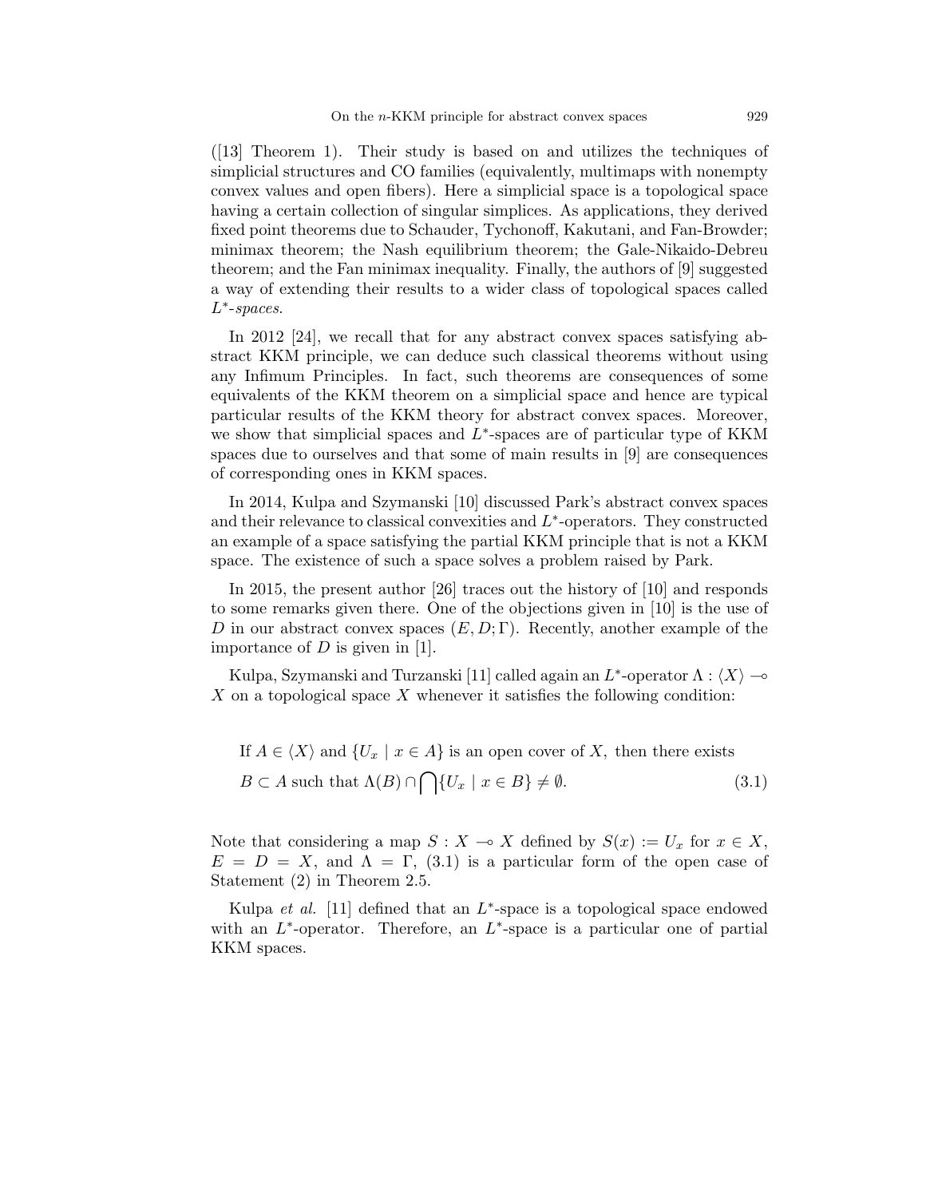([13] Theorem 1). Their study is based on and utilizes the techniques of simplicial structures and CO families (equivalently, multimaps with nonempty convex values and open fibers). Here a simplicial space is a topological space having a certain collection of singular simplices. As applications, they derived fixed point theorems due to Schauder, Tychonoff, Kakutani, and Fan-Browder; minimax theorem; the Nash equilibrium theorem; the Gale-Nikaido-Debreu theorem; and the Fan minimax inequality. Finally, the authors of [9] suggested a way of extending their results to a wider class of topological spaces called $L^*$-*spaces*.

In 2012 [24], we recall that for any abstract convex spaces satisfying abstract KKM principle, we can deduce such classical theorems without using any Infimum Principles. In fact, such theorems are consequences of some equivalents of the KKM theorem on a simplicial space and hence are typical particular results of the KKM theory for abstract convex spaces. Moreover, we show that simplicial spaces and $L^*$-spaces are of particular type of KKM spaces due to ourselves and that some of main results in [9] are consequences of corresponding ones in KKM spaces.

In 2014, Kulpa and Szymanski [10] discussed Park's abstract convex spaces and their relevance to classical convexities and $L^*$-operators. They constructed an example of a space satisfying the partial KKM principle that is not a KKM space. The existence of such a space solves a problem raised by Park.

In 2015, the present author [26] traces out the history of [10] and responds to some remarks given there. One of the objections given in [10] is the use of $D$ in our abstract convex spaces $(E, D; \Gamma)$. Recently, another example of the importance of $D$ is given in [1].

Kulpa, Szymanski and Turzanski [11] called again an $L^*$-operator $\Lambda : \langle X \rangle \multimap X$ on a topological space $X$ whenever it satisfies the following condition:

$$\begin{aligned}&\text{If } A \in \langle X \rangle \text{ and } \{U_x \mid x \in A\} \text{ is an open cover of } X, \text{ then there exists}\\ &B \subset A \text{ such that } \Lambda(B) \cap \bigcap \{U_x \mid x \in B\} \neq \emptyset. \qquad (3.1)\end{aligned}$$

Note that considering a map $S : X \multimap X$ defined by $S(x) := U_x$ for $x \in X$, $E = D = X$, and $\Lambda = \Gamma$, (3.1) is a particular form of the open case of Statement (2) in Theorem 2.5.

Kulpa *et al.* [11] defined that an $L^*$-space is a topological space endowed with an $L^*$-operator. Therefore, an $L^*$-space is a particular one of partial KKM spaces.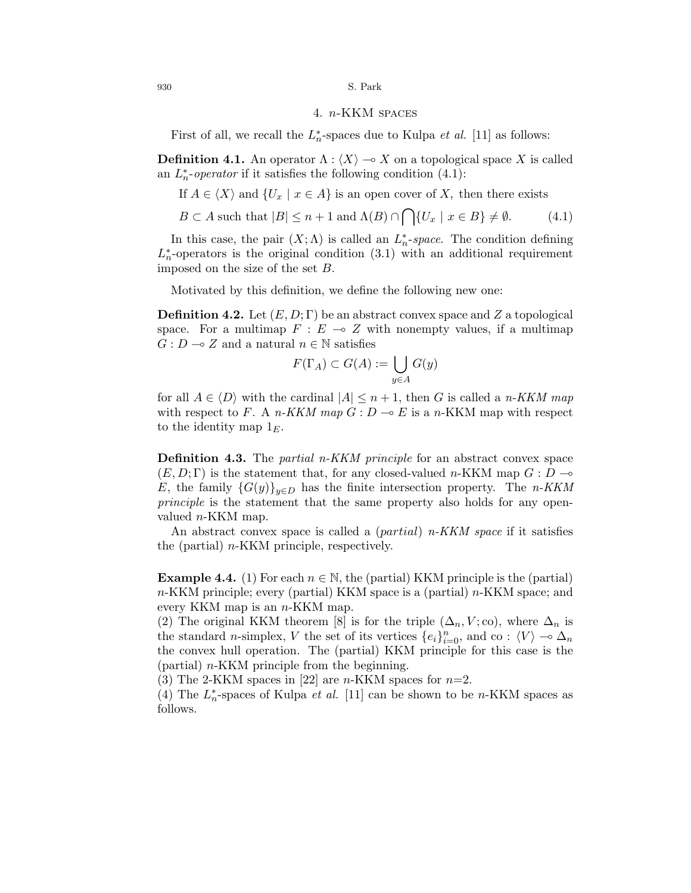## 4. $n$-KKM spaces

First of all, we recall the $L^*_n$-spaces due to Kulpa *et al.* [11] as follows:

**Definition 4.1.** An operator $\Lambda : \langle X \rangle \multimap X$ on a topological space $X$ is called an $L^*_n$*-operator* if it satisfies the following condition (4.1):

If $A \in \langle X \rangle$ and $\{U_x \mid x \in A\}$ is an open cover of $X$, then there exists

$$B \subset A \text{ such that } |B| \leq n+1 \text{ and } \Lambda(B) \cap \bigcap \{U_x \mid x \in B\} \neq \emptyset. \tag{4.1}$$

In this case, the pair $(X; \Lambda)$ is called an $L^*_n$*-space*. The condition defining $L^*_n$-operators is the original condition (3.1) with an additional requirement imposed on the size of the set $B$.

Motivated by this definition, we define the following new one:

**Definition 4.2.** Let $(E, D; \Gamma)$ be an abstract convex space and $Z$ a topological space. For a multimap $F : E \multimap Z$ with nonempty values, if a multimap $G : D \multimap Z$ and a natural $n \in \mathbb{N}$ satisfies

$$F(\Gamma_A) \subset G(A) := \bigcup_{y \in A} G(y)$$

for all $A \in \langle D \rangle$ with the cardinal $|A| \leq n+1$, then $G$ is called a *$n$-KKM map* with respect to $F$. A *$n$-KKM map* $G : D \multimap E$ is a $n$-KKM map with respect to the identity map $1_E$.

**Definition 4.3.** The *partial $n$-KKM principle* for an abstract convex space $(E, D; \Gamma)$ is the statement that, for any closed-valued $n$-KKM map $G : D \multimap E$, the family $\{G(y)\}_{y \in D}$ has the finite intersection property. The *$n$-KKM principle* is the statement that the same property also holds for any open-valued $n$-KKM map.

An abstract convex space is called a (*partial*) *$n$-KKM space* if it satisfies the (partial) $n$-KKM principle, respectively.

**Example 4.4.** (1) For each $n \in \mathbb{N}$, the (partial) KKM principle is the (partial) $n$-KKM principle; every (partial) KKM space is a (partial) $n$-KKM space; and every KKM map is an $n$-KKM map.
(2) The original KKM theorem [8] is for the triple $(\Delta_n, V; \mathrm{co})$, where $\Delta_n$ is the standard $n$-simplex, $V$ the set of its vertices $\{e_i\}_{i=0}^n$, and $\mathrm{co} : \langle V \rangle \multimap \Delta_n$ the convex hull operation. The (partial) KKM principle for this case is the (partial) $n$-KKM principle from the beginning.
(3) The 2-KKM spaces in [22] are $n$-KKM spaces for $n$=2.
(4) The $L^*_n$-spaces of Kulpa *et al.* [11] can be shown to be $n$-KKM spaces as follows.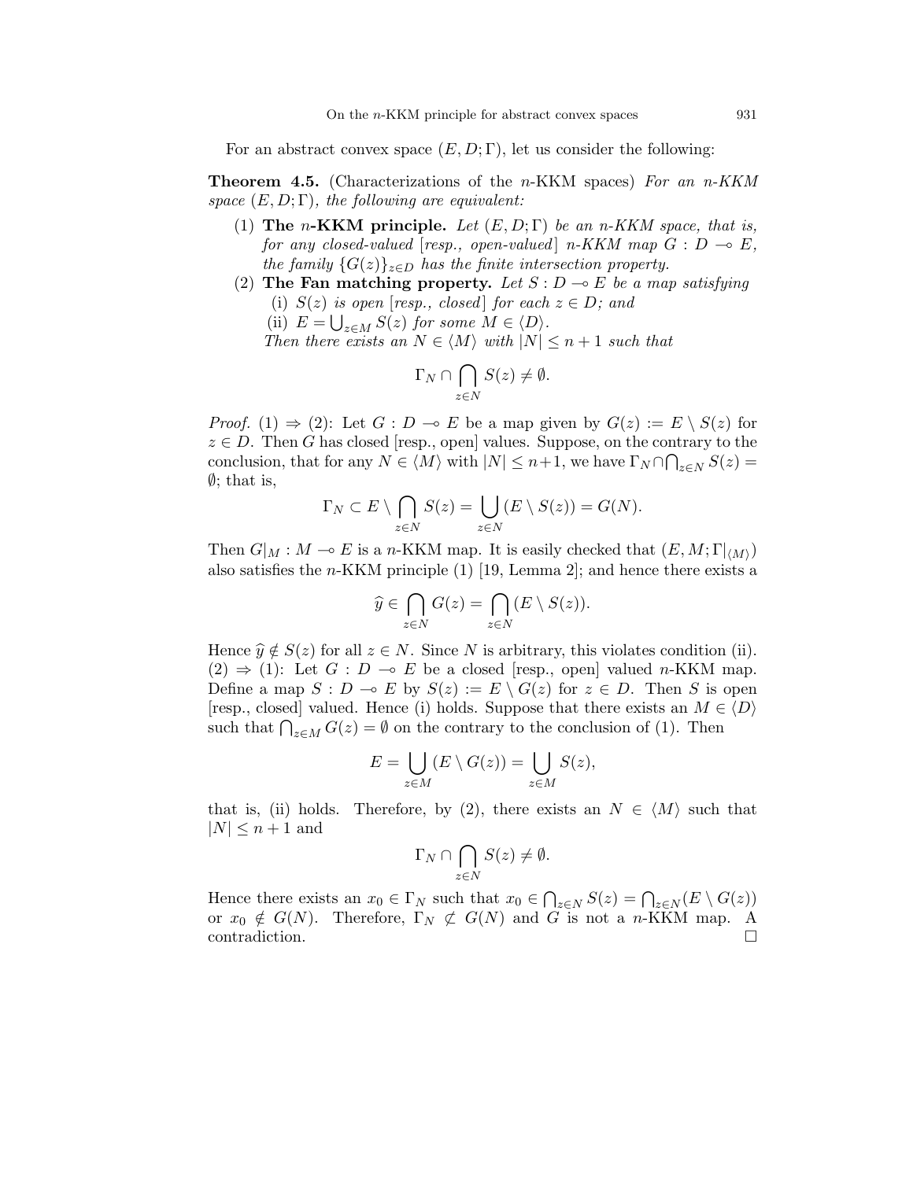For an abstract convex space $(E, D; \Gamma)$, let us consider the following:

**Theorem 4.5.** (Characterizations of the $n$-KKM spaces) *For an $n$-KKM space $(E, D; \Gamma)$, the following are equivalent:*

1. **The $n$-KKM principle.** *Let $(E, D; \Gamma)$ be an $n$-KKM space, that is, for any closed-valued [resp., open-valued] $n$-KKM map $G : D \multimap E$, the family $\{G(z)\}_{z \in D}$ has the finite intersection property.*
2. **The Fan matching property.** *Let $S : D \multimap E$ be a map satisfying*
   (i) *$S(z)$ is open [resp., closed] for each $z \in D$; and*
   (ii) *$E = \bigcup_{z \in M} S(z)$ for some $M \in \langle D \rangle$.*
   *Then there exists an $N \in \langle M \rangle$ with $|N| \leq n+1$ such that*
$$\Gamma_N \cap \bigcap_{z \in N} S(z) \neq \emptyset.$$

*Proof.* (1) $\Rightarrow$ (2): Let $G : D \multimap E$ be a map given by $G(z) := E \setminus S(z)$ for $z \in D$. Then $G$ has closed [resp., open] values. Suppose, on the contrary to the conclusion, that for any $N \in \langle M \rangle$ with $|N| \leq n+1$, we have $\Gamma_N \cap \bigcap_{z \in N} S(z) = \emptyset$; that is,
$$\Gamma_N \subset E \setminus \bigcap_{z \in N} S(z) = \bigcup_{z \in N} (E \setminus S(z)) = G(N).$$
Then $G|_M : M \multimap E$ is a $n$-KKM map. It is easily checked that $(E, M; \Gamma|_{\langle M \rangle})$ also satisfies the $n$-KKM principle (1) [19, Lemma 2]; and hence there exists a
$$\widehat{y} \in \bigcap_{z \in N} G(z) = \bigcap_{z \in N} (E \setminus S(z)).$$
Hence $\widehat{y} \notin S(z)$ for all $z \in N$. Since $N$ is arbitrary, this violates condition (ii).
(2) $\Rightarrow$ (1): Let $G : D \multimap E$ be a closed [resp., open] valued $n$-KKM map. Define a map $S : D \multimap E$ by $S(z) := E \setminus G(z)$ for $z \in D$. Then $S$ is open [resp., closed] valued. Hence (i) holds. Suppose that there exists an $M \in \langle D \rangle$ such that $\bigcap_{z \in M} G(z) = \emptyset$ on the contrary to the conclusion of (1). Then
$$E = \bigcup_{z \in M} (E \setminus G(z)) = \bigcup_{z \in M} S(z),$$
that is, (ii) holds. Therefore, by (2), there exists an $N \in \langle M \rangle$ such that $|N| \leq n+1$ and
$$\Gamma_N \cap \bigcap_{z \in N} S(z) \neq \emptyset.$$
Hence there exists an $x_0 \in \Gamma_N$ such that $x_0 \in \bigcap_{z \in N} S(z) = \bigcap_{z \in N} (E \setminus G(z))$ or $x_0 \notin G(N)$. Therefore, $\Gamma_N \not\subset G(N)$ and $G$ is not a $n$-KKM map. A contradiction. $\square$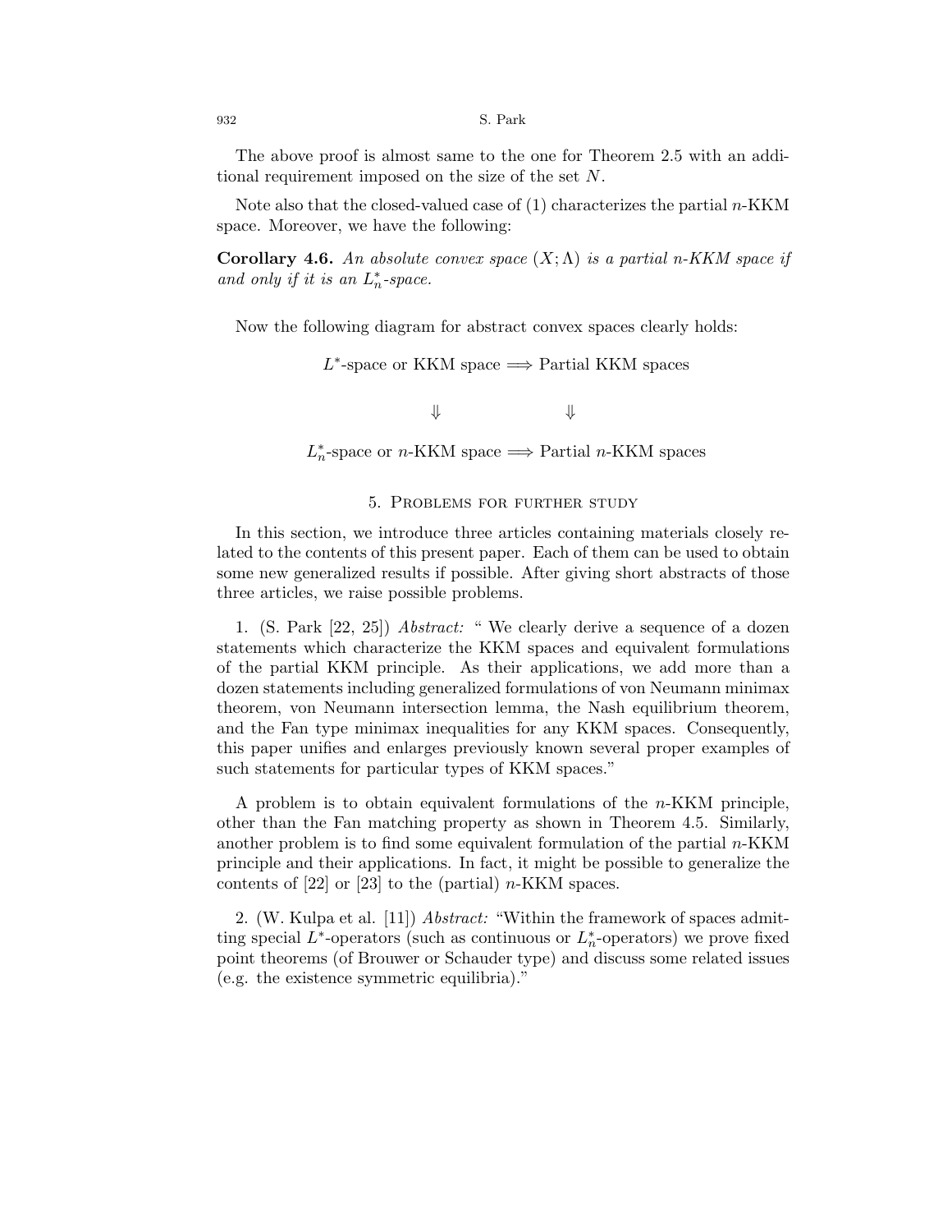The above proof is almost same to the one for Theorem 2.5 with an additional requirement imposed on the size of the set $N$.

Note also that the closed-valued case of (1) characterizes the partial $n$-KKM space. Moreover, we have the following:

**Corollary 4.6.** *An absolute convex space $(X; \Lambda)$ is a partial $n$-KKM space if and only if it is an $L_n^*$-space.*

Now the following diagram for abstract convex spaces clearly holds:

$$
\begin{array}{ccc}
L^*\text{-space or KKM space} & \Longrightarrow & \text{Partial KKM spaces} \\
\Downarrow & & \Downarrow \\
L_n^*\text{-space or } n\text{-KKM space} & \Longrightarrow & \text{Partial } n\text{-KKM spaces}
\end{array}
$$

## 5. Problems for further study

In this section, we introduce three articles containing materials closely related to the contents of this present paper. Each of them can be used to obtain some new generalized results if possible. After giving short abstracts of those three articles, we raise possible problems.

1. (S. Park [22, 25]) *Abstract:* " We clearly derive a sequence of a dozen statements which characterize the KKM spaces and equivalent formulations of the partial KKM principle. As their applications, we add more than a dozen statements including generalized formulations of von Neumann minimax theorem, von Neumann intersection lemma, the Nash equilibrium theorem, and the Fan type minimax inequalities for any KKM spaces. Consequently, this paper unifies and enlarges previously known several proper examples of such statements for particular types of KKM spaces."

A problem is to obtain equivalent formulations of the $n$-KKM principle, other than the Fan matching property as shown in Theorem 4.5. Similarly, another problem is to find some equivalent formulation of the partial $n$-KKM principle and their applications. In fact, it might be possible to generalize the contents of [22] or [23] to the (partial) $n$-KKM spaces.

2. (W. Kulpa et al. [11]) *Abstract:* "Within the framework of spaces admitting special $L^*$-operators (such as continuous or $L_n^*$-operators) we prove fixed point theorems (of Brouwer or Schauder type) and discuss some related issues (e.g. the existence symmetric equilibria)."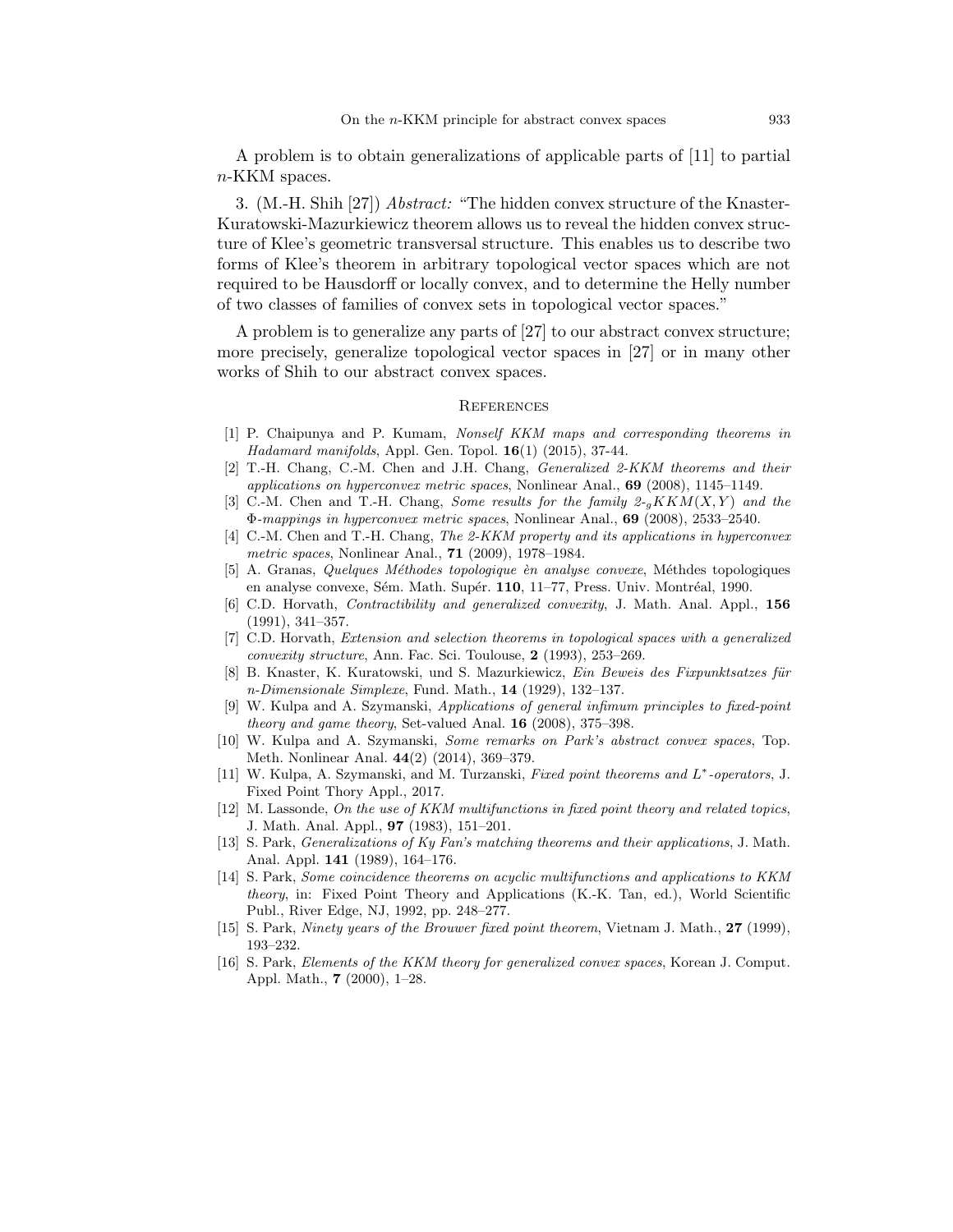A problem is to obtain generalizations of applicable parts of [11] to partial $n$-KKM spaces.

3. (M.-H. Shih [27]) *Abstract:* "The hidden convex structure of the Knaster-Kuratowski-Mazurkiewicz theorem allows us to reveal the hidden convex structure of Klee's geometric transversal structure. This enables us to describe two forms of Klee's theorem in arbitrary topological vector spaces which are not required to be Hausdorff or locally convex, and to determine the Helly number of two classes of families of convex sets in topological vector spaces."

A problem is to generalize any parts of [27] to our abstract convex structure; more precisely, generalize topological vector spaces in [27] or in many other works of Shih to our abstract convex spaces.

## References

[1] P. Chaipunya and P. Kumam, *Nonself KKM maps and corresponding theorems in Hadamard manifolds*, Appl. Gen. Topol. **16**(1) (2015), 37-44.

[2] T.-H. Chang, C.-M. Chen and J.H. Chang, *Generalized 2-KKM theorems and their applications on hyperconvex metric spaces*, Nonlinear Anal., **69** (2008), 1145–1149.

[3] C.-M. Chen and T.-H. Chang, *Some results for the family 2-$_g$KKM$(X,Y)$ and the $\Phi$-mappings in hyperconvex metric spaces*, Nonlinear Anal., **69** (2008), 2533–2540.

[4] C.-M. Chen and T.-H. Chang, *The 2-KKM property and its applications in hyperconvex metric spaces*, Nonlinear Anal., **71** (2009), 1978–1984.

[5] A. Granas, *Quelques Méthodes topologique èn analyse convexe*, Méthdes topologiques en analyse convexe, Sém. Math. Supér. **110**, 11–77, Press. Univ. Montréal, 1990.

[6] C.D. Horvath, *Contractibility and generalized convexity*, J. Math. Anal. Appl., **156** (1991), 341–357.

[7] C.D. Horvath, *Extension and selection theorems in topological spaces with a generalized convexity structure*, Ann. Fac. Sci. Toulouse, **2** (1993), 253–269.

[8] B. Knaster, K. Kuratowski, und S. Mazurkiewicz, *Ein Beweis des Fixpunktsatzes für n-Dimensionale Simplexe*, Fund. Math., **14** (1929), 132–137.

[9] W. Kulpa and A. Szymanski, *Applications of general infimum principles to fixed-point theory and game theory*, Set-valued Anal. **16** (2008), 375–398.

[10] W. Kulpa and A. Szymanski, *Some remarks on Park's abstract convex spaces*, Top. Meth. Nonlinear Anal. **44**(2) (2014), 369–379.

[11] W. Kulpa, A. Szymanski, and M. Turzanski, *Fixed point theorems and $L^*$-operators*, J. Fixed Point Thory Appl., 2017.

[12] M. Lassonde, *On the use of KKM multifunctions in fixed point theory and related topics*, J. Math. Anal. Appl., **97** (1983), 151–201.

[13] S. Park, *Generalizations of Ky Fan's matching theorems and their applications*, J. Math. Anal. Appl. **141** (1989), 164–176.

[14] S. Park, *Some coincidence theorems on acyclic multifunctions and applications to KKM theory*, in: Fixed Point Theory and Applications (K.-K. Tan, ed.), World Scientific Publ., River Edge, NJ, 1992, pp. 248–277.

[15] S. Park, *Ninety years of the Brouwer fixed point theorem*, Vietnam J. Math., **27** (1999), 193–232.

[16] S. Park, *Elements of the KKM theory for generalized convex spaces*, Korean J. Comput. Appl. Math., **7** (2000), 1–28.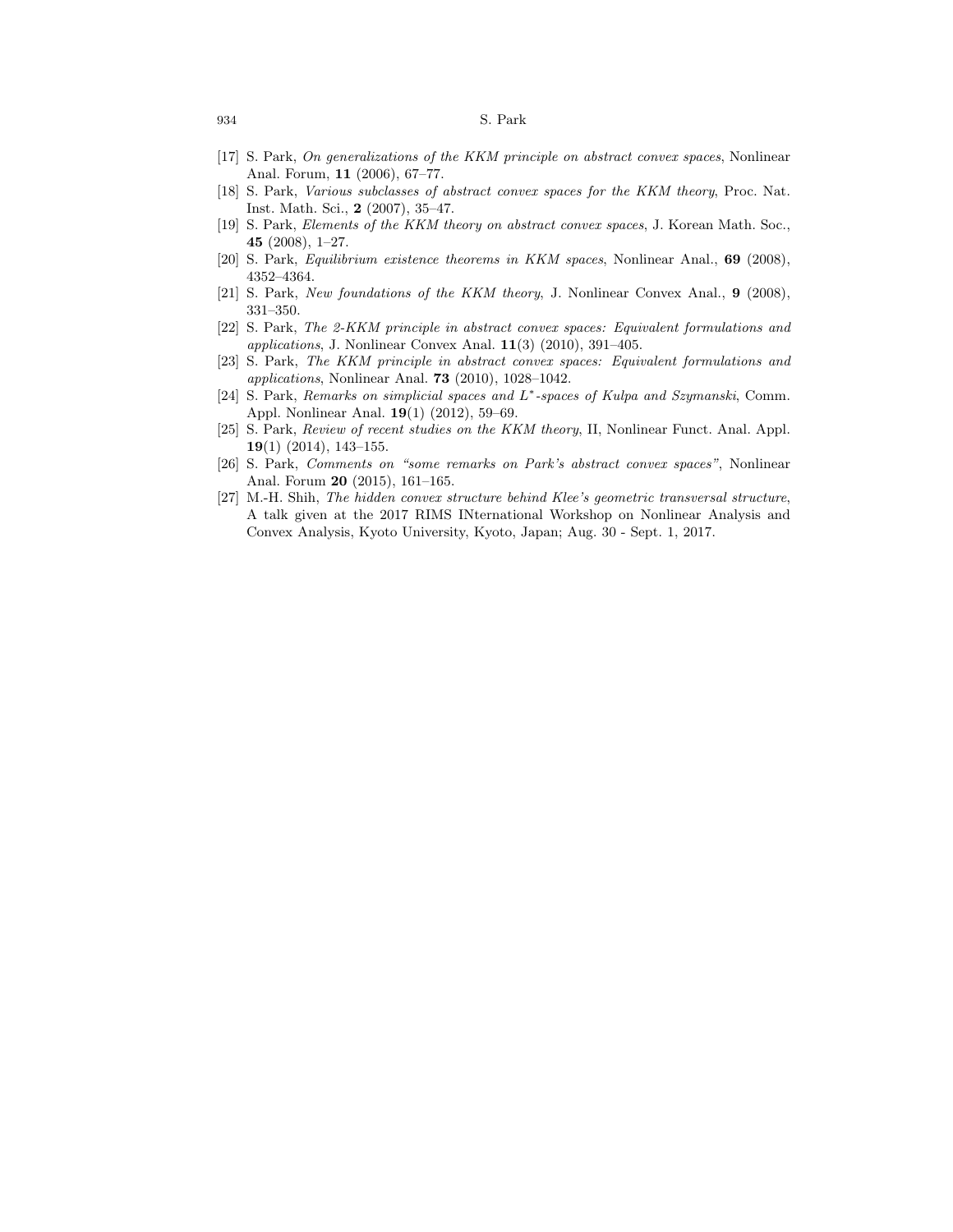[17] S. Park, *On generalizations of the KKM principle on abstract convex spaces*, Nonlinear Anal. Forum, **11** (2006), 67–77.

[18] S. Park, *Various subclasses of abstract convex spaces for the KKM theory*, Proc. Nat. Inst. Math. Sci., **2** (2007), 35–47.

[19] S. Park, *Elements of the KKM theory on abstract convex spaces*, J. Korean Math. Soc., **45** (2008), 1–27.

[20] S. Park, *Equilibrium existence theorems in KKM spaces*, Nonlinear Anal., **69** (2008), 4352–4364.

[21] S. Park, *New foundations of the KKM theory*, J. Nonlinear Convex Anal., **9** (2008), 331–350.

[22] S. Park, *The 2-KKM principle in abstract convex spaces: Equivalent formulations and applications*, J. Nonlinear Convex Anal. **11**(3) (2010), 391–405.

[23] S. Park, *The KKM principle in abstract convex spaces: Equivalent formulations and applications*, Nonlinear Anal. **73** (2010), 1028–1042.

[24] S. Park, *Remarks on simplicial spaces and $L^*$-spaces of Kulpa and Szymanski*, Comm. Appl. Nonlinear Anal. **19**(1) (2012), 59–69.

[25] S. Park, *Review of recent studies on the KKM theory*, II, Nonlinear Funct. Anal. Appl. **19**(1) (2014), 143–155.

[26] S. Park, *Comments on "some remarks on Park's abstract convex spaces"*, Nonlinear Anal. Forum **20** (2015), 161–165.

[27] M.-H. Shih, *The hidden convex structure behind Klee's geometric transversal structure*, A talk given at the 2017 RIMS INternational Workshop on Nonlinear Analysis and Convex Analysis, Kyoto University, Kyoto, Japan; Aug. 30 - Sept. 1, 2017.